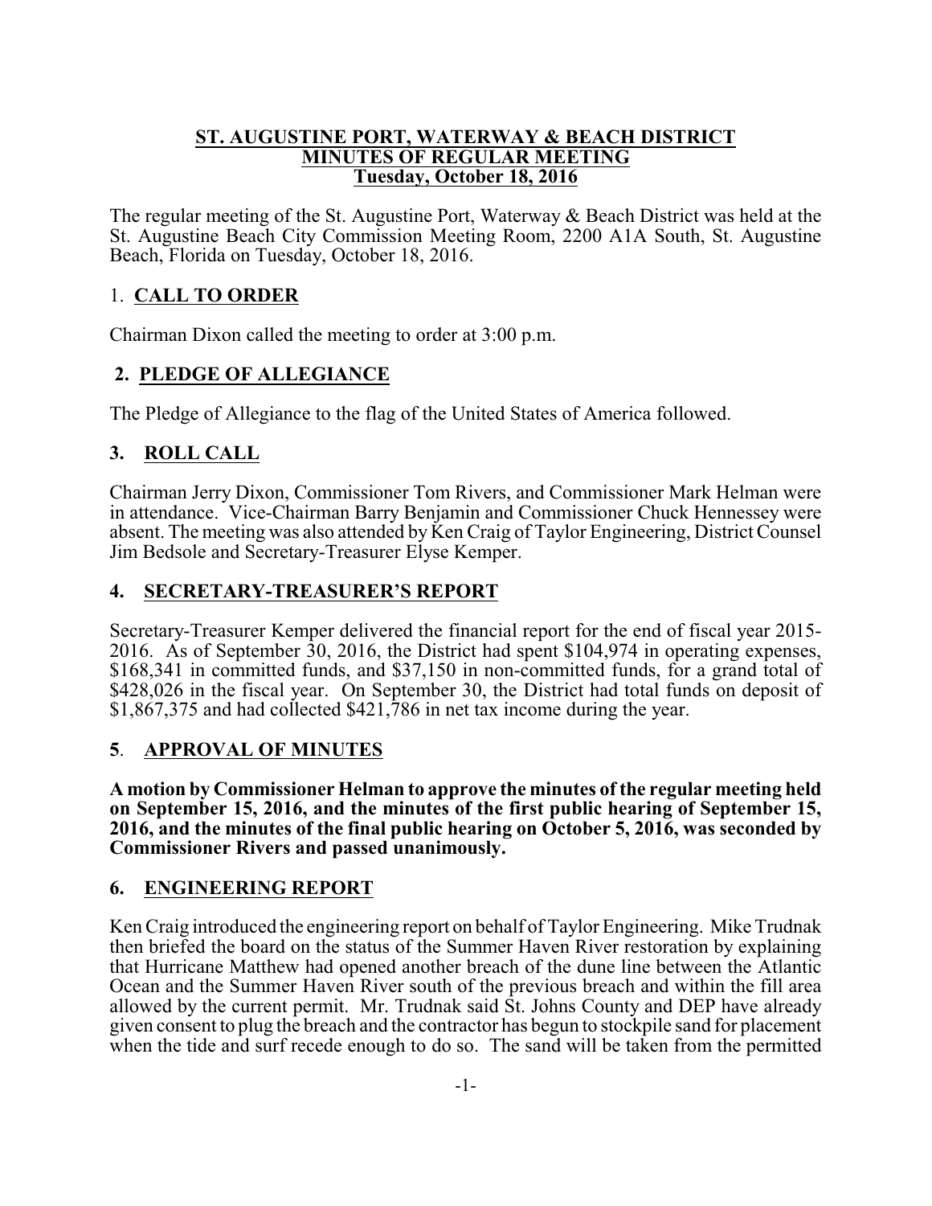# ST. AUGUSTINE PORT, WATERWAY & BEACH DISTRICT
## MINUTES OF REGULAR MEETING
### Tuesday, October 18, 2016

The regular meeting of the St. Augustine Port, Waterway & Beach District was held at the St. Augustine Beach City Commission Meeting Room, 2200 A1A South, St. Augustine Beach, Florida on Tuesday, October 18, 2016.

## 1. CALL TO ORDER

Chairman Dixon called the meeting to order at 3:00 p.m.

## 2. PLEDGE OF ALLEGIANCE

The Pledge of Allegiance to the flag of the United States of America followed.

## 3. ROLL CALL

Chairman Jerry Dixon, Commissioner Tom Rivers, and Commissioner Mark Helman were in attendance. Vice-Chairman Barry Benjamin and Commissioner Chuck Hennessey were absent. The meeting was also attended by Ken Craig of Taylor Engineering, District Counsel Jim Bedsole and Secretary-Treasurer Elyse Kemper.

## 4. SECRETARY-TREASURER'S REPORT

Secretary-Treasurer Kemper delivered the financial report for the end of fiscal year 2015-2016. As of September 30, 2016, the District had spent $104,974 in operating expenses, $168,341 in committed funds, and $37,150 in non-committed funds, for a grand total of $428,026 in the fiscal year. On September 30, the District had total funds on deposit of $1,867,375 and had collected $421,786 in net tax income during the year.

## 5. APPROVAL OF MINUTES

**A motion by Commissioner Helman to approve the minutes of the regular meeting held on September 15, 2016, and the minutes of the first public hearing of September 15, 2016, and the minutes of the final public hearing on October 5, 2016, was seconded by Commissioner Rivers and passed unanimously.**

## 6. ENGINEERING REPORT

Ken Craig introduced the engineering report on behalf of Taylor Engineering. Mike Trudnak then briefed the board on the status of the Summer Haven River restoration by explaining that Hurricane Matthew had opened another breach of the dune line between the Atlantic Ocean and the Summer Haven River south of the previous breach and within the fill area allowed by the current permit. Mr. Trudnak said St. Johns County and DEP have already given consent to plug the breach and the contractor has begun to stockpile sand for placement when the tide and surf recede enough to do so. The sand will be taken from the permitted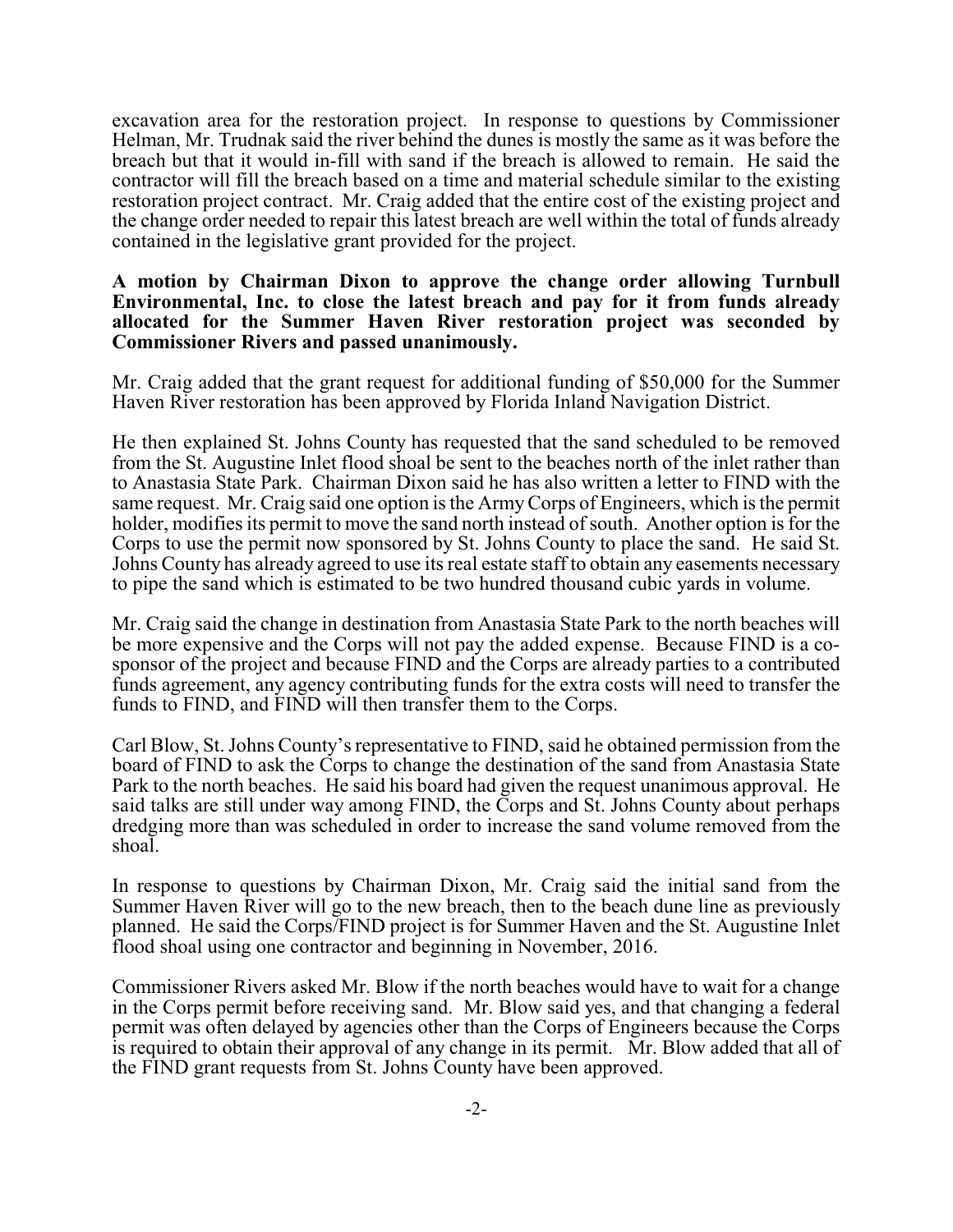excavation area for the restoration project. In response to questions by Commissioner Helman, Mr. Trudnak said the river behind the dunes is mostly the same as it was before the breach but that it would in-fill with sand if the breach is allowed to remain. He said the contractor will fill the breach based on a time and material schedule similar to the existing restoration project contract. Mr. Craig added that the entire cost of the existing project and the change order needed to repair this latest breach are well within the total of funds already contained in the legislative grant provided for the project.

**A motion by Chairman Dixon to approve the change order allowing Turnbull Environmental, Inc. to close the latest breach and pay for it from funds already allocated for the Summer Haven River restoration project was seconded by Commissioner Rivers and passed unanimously.**

Mr. Craig added that the grant request for additional funding of $50,000 for the Summer Haven River restoration has been approved by Florida Inland Navigation District.

He then explained St. Johns County has requested that the sand scheduled to be removed from the St. Augustine Inlet flood shoal be sent to the beaches north of the inlet rather than to Anastasia State Park. Chairman Dixon said he has also written a letter to FIND with the same request. Mr. Craig said one option is the Army Corps of Engineers, which is the permit holder, modifies its permit to move the sand north instead of south. Another option is for the Corps to use the permit now sponsored by St. Johns County to place the sand. He said St. Johns County has already agreed to use its real estate staff to obtain any easements necessary to pipe the sand which is estimated to be two hundred thousand cubic yards in volume.

Mr. Craig said the change in destination from Anastasia State Park to the north beaches will be more expensive and the Corps will not pay the added expense. Because FIND is a co-sponsor of the project and because FIND and the Corps are already parties to a contributed funds agreement, any agency contributing funds for the extra costs will need to transfer the funds to FIND, and FIND will then transfer them to the Corps.

Carl Blow, St. Johns County's representative to FIND, said he obtained permission from the board of FIND to ask the Corps to change the destination of the sand from Anastasia State Park to the north beaches. He said his board had given the request unanimous approval. He said talks are still under way among FIND, the Corps and St. Johns County about perhaps dredging more than was scheduled in order to increase the sand volume removed from the shoal.

In response to questions by Chairman Dixon, Mr. Craig said the initial sand from the Summer Haven River will go to the new breach, then to the beach dune line as previously planned. He said the Corps/FIND project is for Summer Haven and the St. Augustine Inlet flood shoal using one contractor and beginning in November, 2016.

Commissioner Rivers asked Mr. Blow if the north beaches would have to wait for a change in the Corps permit before receiving sand. Mr. Blow said yes, and that changing a federal permit was often delayed by agencies other than the Corps of Engineers because the Corps is required to obtain their approval of any change in its permit. Mr. Blow added that all of the FIND grant requests from St. Johns County have been approved.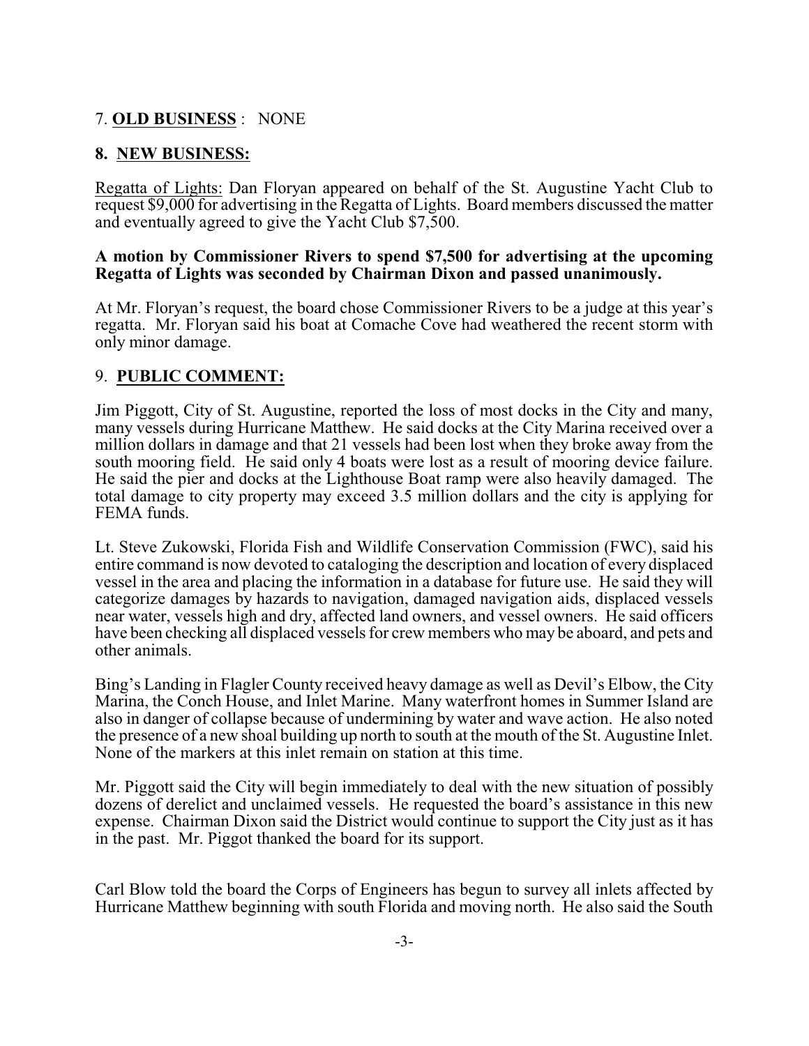7. **OLD BUSINESS** : NONE

**8. NEW BUSINESS:**

Regatta of Lights: Dan Floryan appeared on behalf of the St. Augustine Yacht Club to request $9,000 for advertising in the Regatta of Lights. Board members discussed the matter and eventually agreed to give the Yacht Club $7,500.

**A motion by Commissioner Rivers to spend $7,500 for advertising at the upcoming Regatta of Lights was seconded by Chairman Dixon and passed unanimously.**

At Mr. Floryan's request, the board chose Commissioner Rivers to be a judge at this year's regatta. Mr. Floryan said his boat at Comache Cove had weathered the recent storm with only minor damage.

9. **PUBLIC COMMENT:**

Jim Piggott, City of St. Augustine, reported the loss of most docks in the City and many, many vessels during Hurricane Matthew. He said docks at the City Marina received over a million dollars in damage and that 21 vessels had been lost when they broke away from the south mooring field. He said only 4 boats were lost as a result of mooring device failure. He said the pier and docks at the Lighthouse Boat ramp were also heavily damaged. The total damage to city property may exceed 3.5 million dollars and the city is applying for FEMA funds.

Lt. Steve Zukowski, Florida Fish and Wildlife Conservation Commission (FWC), said his entire command is now devoted to cataloging the description and location of every displaced vessel in the area and placing the information in a database for future use. He said they will categorize damages by hazards to navigation, damaged navigation aids, displaced vessels near water, vessels high and dry, affected land owners, and vessel owners. He said officers have been checking all displaced vessels for crew members who may be aboard, and pets and other animals.

Bing's Landing in Flagler County received heavy damage as well as Devil's Elbow, the City Marina, the Conch House, and Inlet Marine. Many waterfront homes in Summer Island are also in danger of collapse because of undermining by water and wave action. He also noted the presence of a new shoal building up north to south at the mouth of the St. Augustine Inlet. None of the markers at this inlet remain on station at this time.

Mr. Piggott said the City will begin immediately to deal with the new situation of possibly dozens of derelict and unclaimed vessels. He requested the board's assistance in this new expense. Chairman Dixon said the District would continue to support the City just as it has in the past. Mr. Piggot thanked the board for its support.

Carl Blow told the board the Corps of Engineers has begun to survey all inlets affected by Hurricane Matthew beginning with south Florida and moving north. He also said the South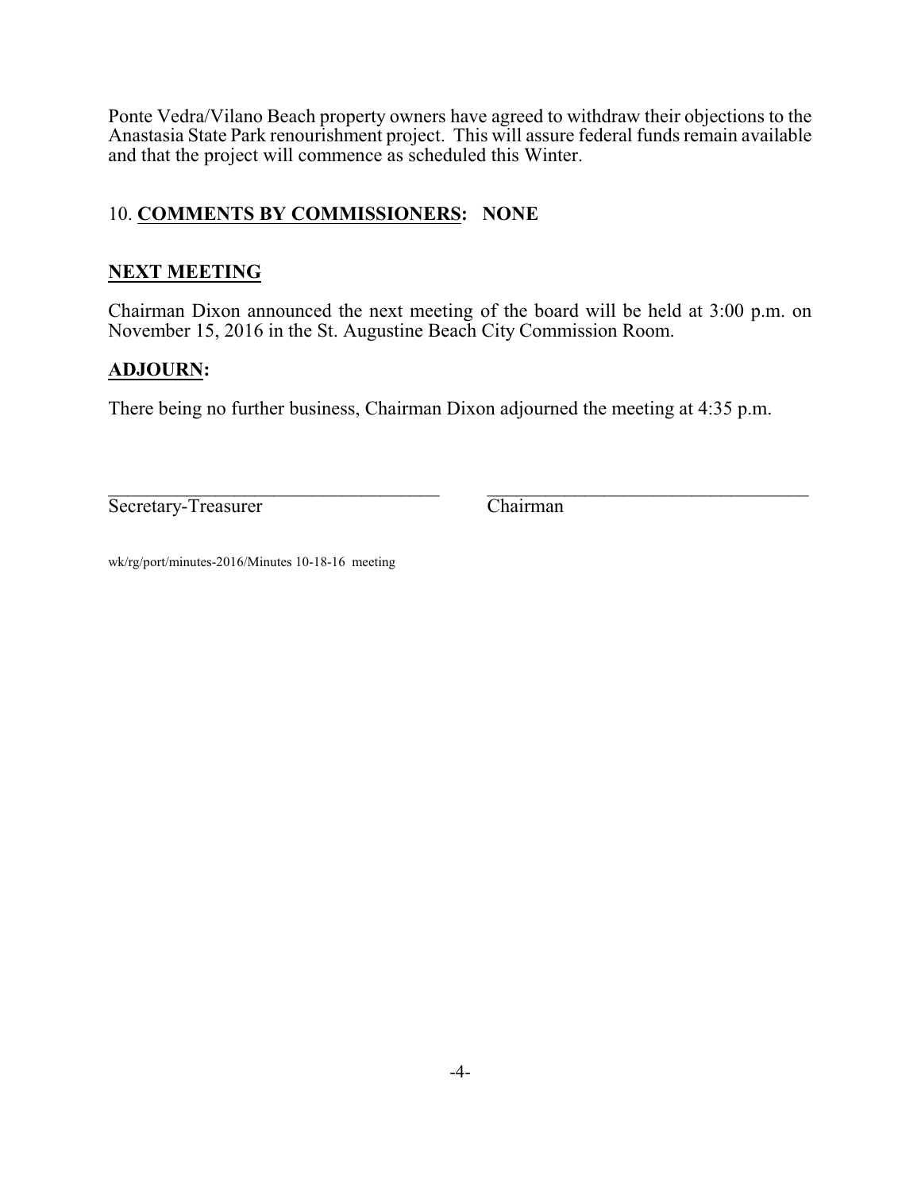Ponte Vedra/Vilano Beach property owners have agreed to withdraw their objections to the Anastasia State Park renourishment project. This will assure federal funds remain available and that the project will commence as scheduled this Winter.

10. **COMMENTS BY COMMISSIONERS: NONE**

**NEXT MEETING**

Chairman Dixon announced the next meeting of the board will be held at 3:00 p.m. on November 15, 2016 in the St. Augustine Beach City Commission Room.

**ADJOURN:**

There being no further business, Chairman Dixon adjourned the meeting at 4:35 p.m.

\_\_\_\_\_\_\_\_\_\_\_\_\_\_\_\_\_\_\_\_\_\_\_\_\_\_\_\_\_\_\_\_\_\_\_\_ \_\_\_\_\_\_\_\_\_\_\_\_\_\_\_\_\_\_\_\_\_\_\_\_\_\_\_\_\_\_\_\_\_\_\_\_

Secretary-Treasurer Chairman

wk/rg/port/minutes-2016/Minutes 10-18-16 meeting